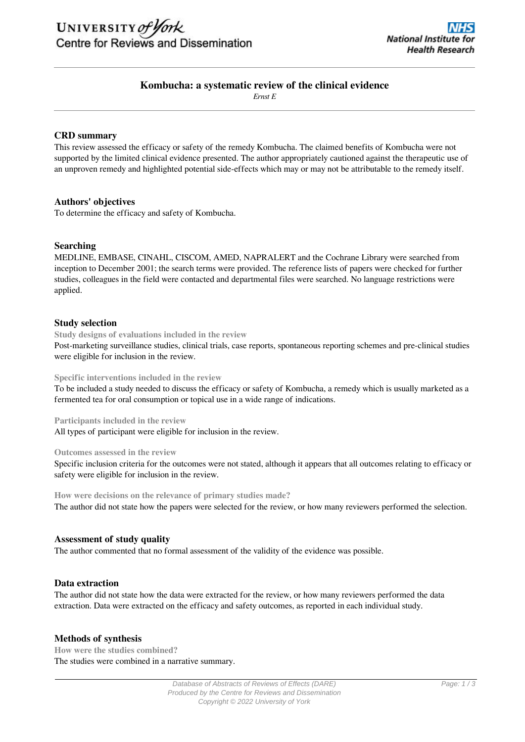# Kombucha: a systematic review of the clinical evidence

*Ernst E*

## CRD summary

This review assessed the efficacy or safety of the remedy Kombucha. The claimed benefits of Kombucha were not supported by the limited clinical evidence presented. The author appropriately cautioned against the therapeutic use of an unproven remedy and highlighted potential side-effects which may or may not be attributable to the remedy itself.

## Authors' objectives

To determine the efficacy and safety of Kombucha.

## Searching

MEDLINE, EMBASE, CINAHL, CISCOM, AMED, NAPRALERT and the Cochrane Library were searched from inception to December 2001; the search terms were provided. The reference lists of papers were checked for further studies, colleagues in the field were contacted and departmental files were searched. No language restrictions were applied.

## Study selection

### Study designs of evaluations included in the review

Post-marketing surveillance studies, clinical trials, case reports, spontaneous reporting schemes and pre-clinical studies were eligible for inclusion in the review.

### Specific interventions included in the review

To be included a study needed to discuss the efficacy or safety of Kombucha, a remedy which is usually marketed as a fermented tea for oral consumption or topical use in a wide range of indications.

### Participants included in the review

All types of participant were eligible for inclusion in the review.

### Outcomes assessed in the review

Specific inclusion criteria for the outcomes were not stated, although it appears that all outcomes relating to efficacy or safety were eligible for inclusion in the review.

### How were decisions on the relevance of primary studies made?

The author did not state how the papers were selected for the review, or how many reviewers performed the selection.

## Assessment of study quality

The author commented that no formal assessment of the validity of the evidence was possible.

## Data extraction

The author did not state how the data were extracted for the review, or how many reviewers performed the data extraction. Data were extracted on the efficacy and safety outcomes, as reported in each individual study.

## Methods of synthesis

### How were the studies combined?

The studies were combined in a narrative summary.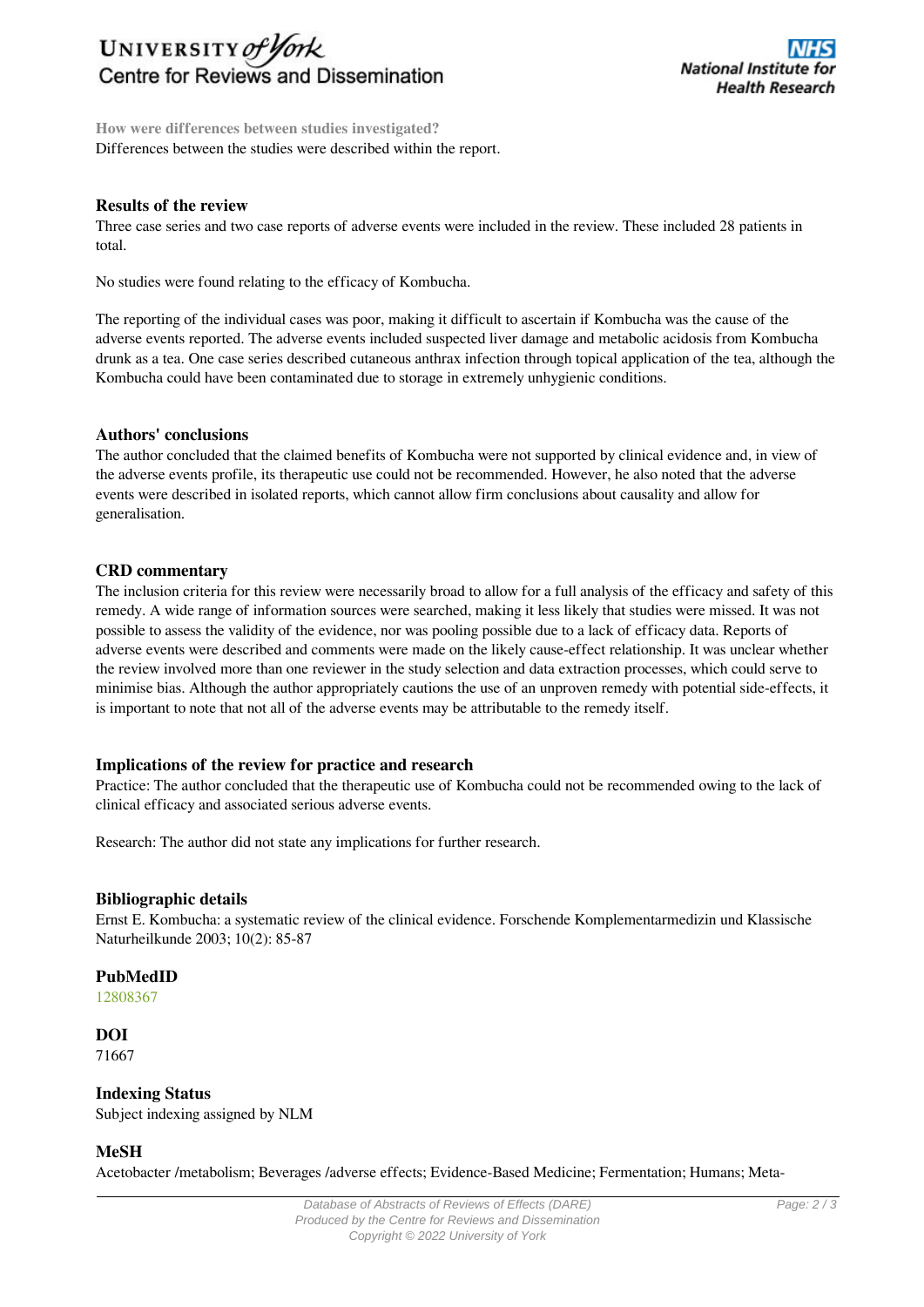**How were differences between studies investigated?**
Differences between the studies were described within the report.

## Results of the review

Three case series and two case reports of adverse events were included in the review. These included 28 patients in total.

No studies were found relating to the efficacy of Kombucha.

The reporting of the individual cases was poor, making it difficult to ascertain if Kombucha was the cause of the adverse events reported. The adverse events included suspected liver damage and metabolic acidosis from Kombucha drunk as a tea. One case series described cutaneous anthrax infection through topical application of the tea, although the Kombucha could have been contaminated due to storage in extremely unhygienic conditions.

## Authors' conclusions

The author concluded that the claimed benefits of Kombucha were not supported by clinical evidence and, in view of the adverse events profile, its therapeutic use could not be recommended. However, he also noted that the adverse events were described in isolated reports, which cannot allow firm conclusions about causality and allow for generalisation.

## CRD commentary

The inclusion criteria for this review were necessarily broad to allow for a full analysis of the efficacy and safety of this remedy. A wide range of information sources were searched, making it less likely that studies were missed. It was not possible to assess the validity of the evidence, nor was pooling possible due to a lack of efficacy data. Reports of adverse events were described and comments were made on the likely cause-effect relationship. It was unclear whether the review involved more than one reviewer in the study selection and data extraction processes, which could serve to minimise bias. Although the author appropriately cautions the use of an unproven remedy with potential side-effects, it is important to note that not all of the adverse events may be attributable to the remedy itself.

## Implications of the review for practice and research

Practice: The author concluded that the therapeutic use of Kombucha could not be recommended owing to the lack of clinical efficacy and associated serious adverse events.

Research: The author did not state any implications for further research.

## Bibliographic details

Ernst E. Kombucha: a systematic review of the clinical evidence. Forschende Komplementarmedizin und Klassische Naturheilkunde 2003; 10(2): 85-87

## PubMedID

12808367

## DOI

71667

## Indexing Status

Subject indexing assigned by NLM

## MeSH

Acetobacter /metabolism; Beverages /adverse effects; Evidence-Based Medicine; Fermentation; Humans; Meta-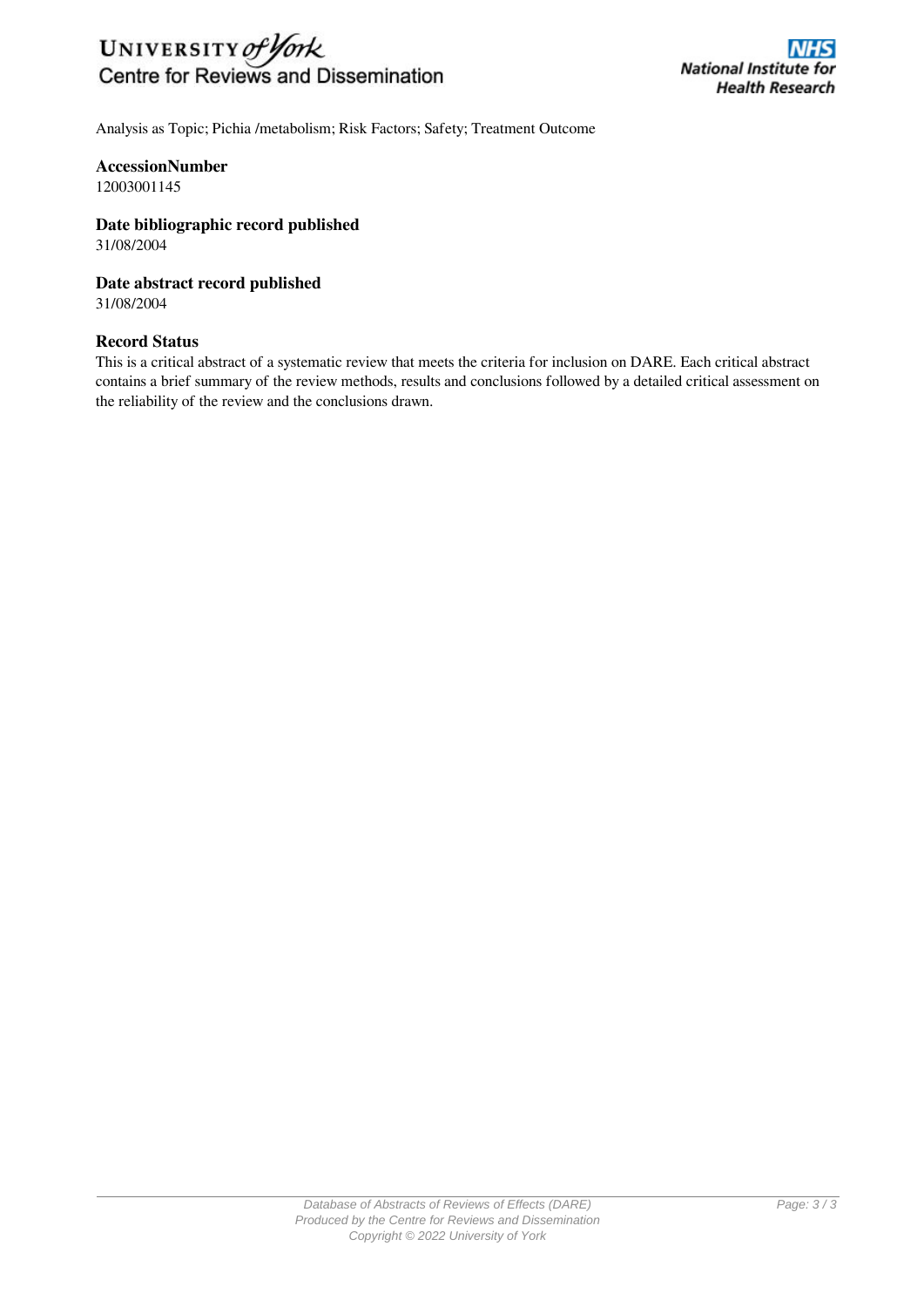Analysis as Topic; Pichia /metabolism; Risk Factors; Safety; Treatment Outcome

**AccessionNumber**
12003001145

**Date bibliographic record published**
31/08/2004

**Date abstract record published**
31/08/2004

**Record Status**
This is a critical abstract of a systematic review that meets the criteria for inclusion on DARE. Each critical abstract contains a brief summary of the review methods, results and conclusions followed by a detailed critical assessment on the reliability of the review and the conclusions drawn.